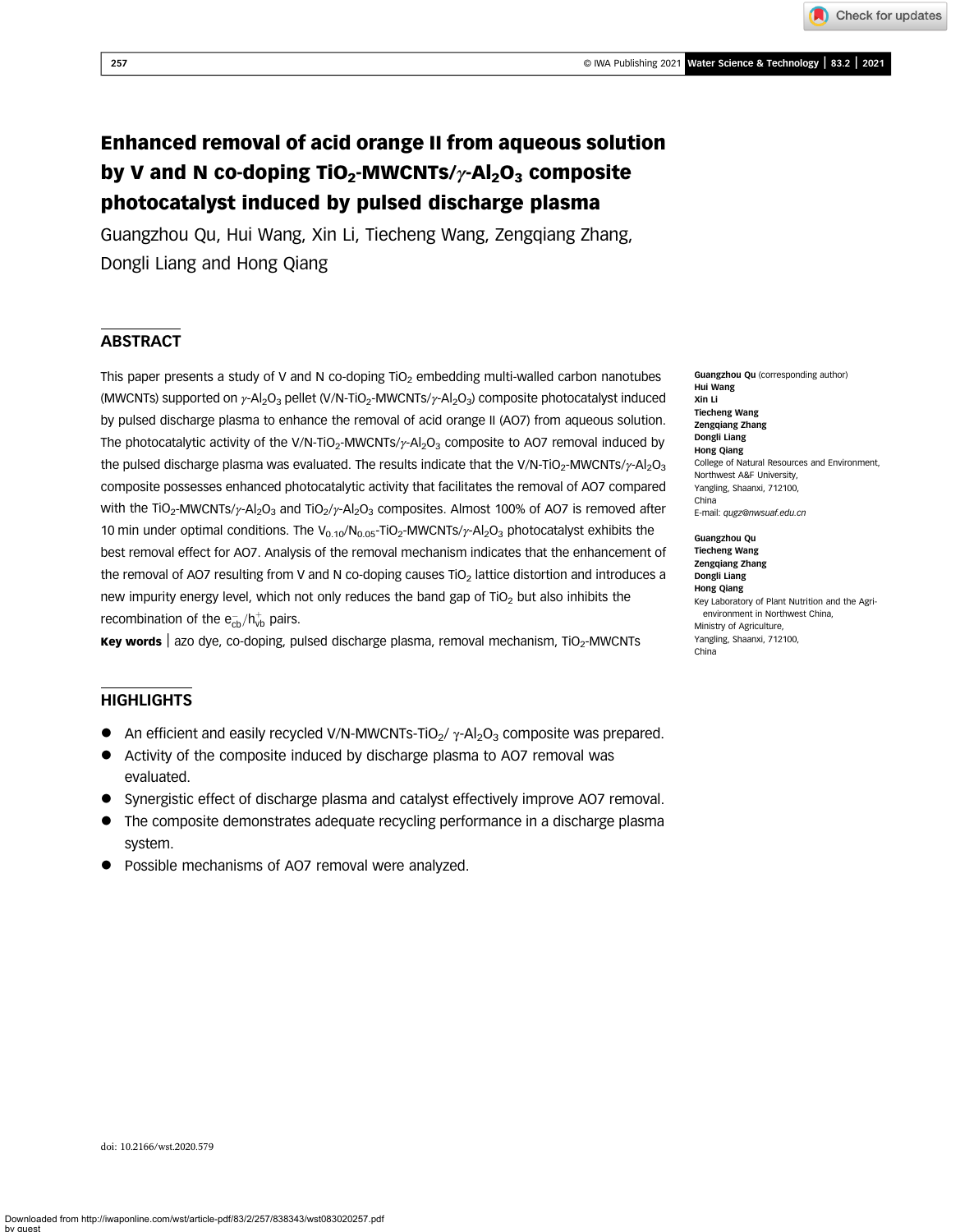# Enhanced removal of acid orange II from aqueous solution by V and N co-doping $TiO_2$-MWCNTs/$\gamma$-$Al_2O_3$ composite photocatalyst induced by pulsed discharge plasma

Guangzhou Qu, Hui Wang, Xin Li, Tiecheng Wang, Zengqiang Zhang, Dongli Liang and Hong Qiang

## ABSTRACT

This paper presents a study of V and N co-doping $TiO_2$ embedding multi-walled carbon nanotubes (MWCNTs) supported on $\gamma$-$Al_2O_3$ pellet (V/N-$TiO_2$-MWCNTs/$\gamma$-$Al_2O_3$) composite photocatalyst induced by pulsed discharge plasma to enhance the removal of acid orange II (AO7) from aqueous solution. The photocatalytic activity of the V/N-$TiO_2$-MWCNTs/$\gamma$-$Al_2O_3$ composite to AO7 removal induced by the pulsed discharge plasma was evaluated. The results indicate that the V/N-$TiO_2$-MWCNTs/$\gamma$-$Al_2O_3$ composite possesses enhanced photocatalytic activity that facilitates the removal of AO7 compared with the $TiO_2$-MWCNTs/$\gamma$-$Al_2O_3$ and $TiO_2$/$\gamma$-$Al_2O_3$ composites. Almost 100% of AO7 is removed after 10 min under optimal conditions. The $V_{0.10}$/$N_{0.05}$-$TiO_2$-MWCNTs/$\gamma$-$Al_2O_3$ photocatalyst exhibits the best removal effect for AO7. Analysis of the removal mechanism indicates that the enhancement of the removal of AO7 resulting from V and N co-doping causes $TiO_2$ lattice distortion and introduces a new impurity energy level, which not only reduces the band gap of $TiO_2$ but also inhibits the recombination of the $e^-_{cb}/h^+_{vb}$ pairs.

**Key words** | azo dye, co-doping, pulsed discharge plasma, removal mechanism, $TiO_2$-MWCNTs

**Guangzhou Qu** (corresponding author)
**Hui Wang**
**Xin Li**
**Tiecheng Wang**
**Zengqiang Zhang**
**Dongli Liang**
**Hong Qiang**
College of Natural Resources and Environment, Northwest A&F University, Yangling, Shaanxi, 712100, China
E-mail: *qugz@nwsuaf.edu.cn*

**Guangzhou Qu**
**Tiecheng Wang**
**Zengqiang Zhang**
**Dongli Liang**
**Hong Qiang**
Key Laboratory of Plant Nutrition and the Agri-environment in Northwest China, Ministry of Agriculture, Yangling, Shaanxi, 712100, China

## HIGHLIGHTS

- An efficient and easily recycled V/N-MWCNTs-$TiO_2$/ $\gamma$-$Al_2O_3$ composite was prepared.
- Activity of the composite induced by discharge plasma to AO7 removal was evaluated.
- Synergistic effect of discharge plasma and catalyst effectively improve AO7 removal.
- The composite demonstrates adequate recycling performance in a discharge plasma system.
- Possible mechanisms of AO7 removal were analyzed.

doi: 10.2166/wst.2020.579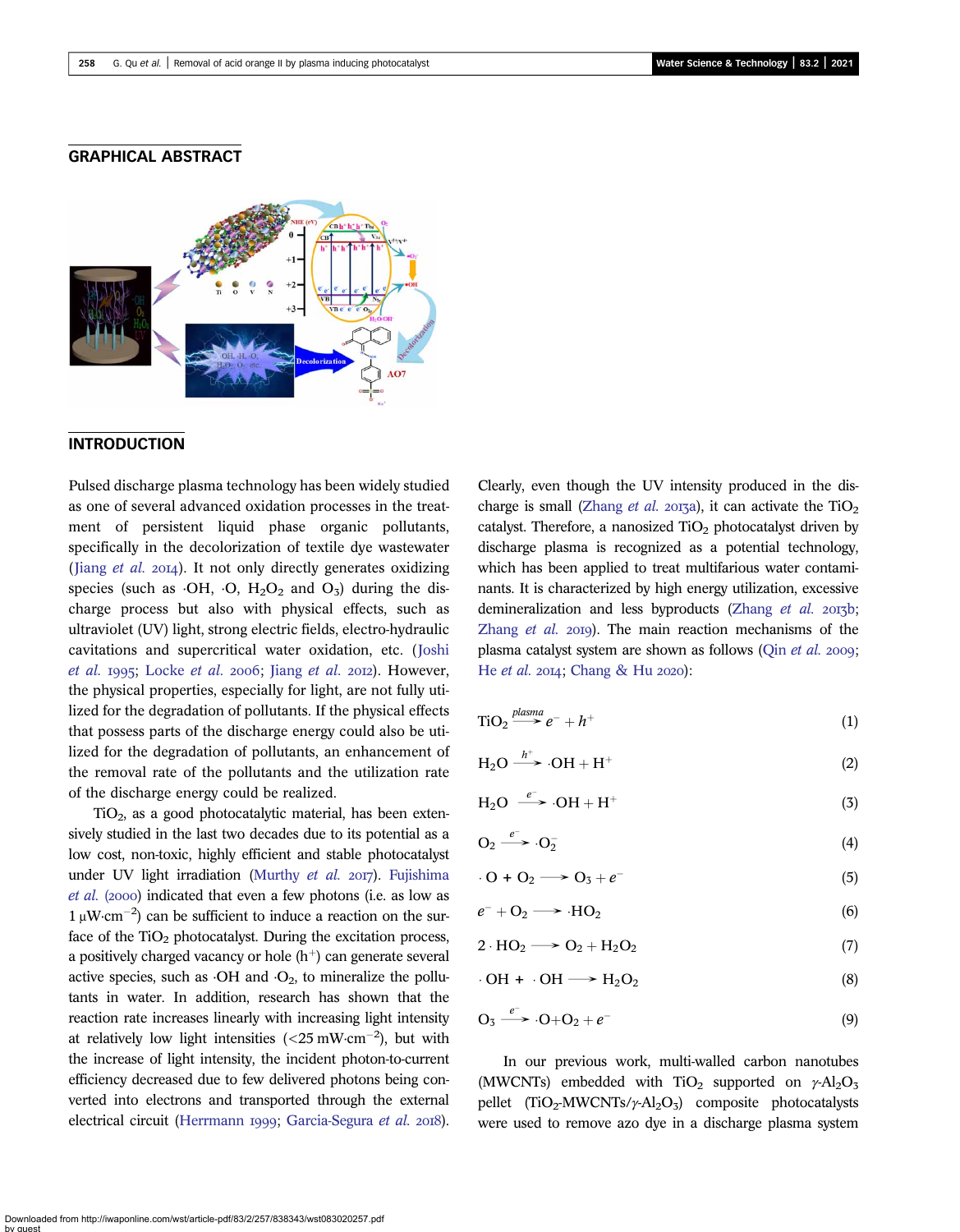## GRAPHICAL ABSTRACT

## INTRODUCTION

Pulsed discharge plasma technology has been widely studied as one of several advanced oxidation processes in the treatment of persistent liquid phase organic pollutants, specifically in the decolorization of textile dye wastewater (Jiang *et al.* 2014). It not only directly generates oxidizing species (such as ·OH, ·O, $H_2O_2$ and $O_3$) during the discharge process but also with physical effects, such as ultraviolet (UV) light, strong electric fields, electro-hydraulic cavitations and supercritical water oxidation, etc. (Joshi *et al.* 1995; Locke *et al.* 2006; Jiang *et al.* 2012). However, the physical properties, especially for light, are not fully utilized for the degradation of pollutants. If the physical effects that possess parts of the discharge energy could also be utilized for the degradation of pollutants, an enhancement of the removal rate of the pollutants and the utilization rate of the discharge energy could be realized.

$TiO_2$, as a good photocatalytic material, has been extensively studied in the last two decades due to its potential as a low cost, non-toxic, highly efficient and stable photocatalyst under UV light irradiation (Murthy *et al.* 2017). Fujishima *et al.* (2000) indicated that even a few photons (i.e. as low as $1\ \mu W{\cdot}cm^{-2}$) can be sufficient to induce a reaction on the surface of the $TiO_2$ photocatalyst. During the excitation process, a positively charged vacancy or hole ($h^+$) can generate several active species, such as ·OH and $\cdot O_2$, to mineralize the pollutants in water. In addition, research has shown that the reaction rate increases linearly with increasing light intensity at relatively low light intensities ($<25\ mW{\cdot}cm^{-2}$), but with the increase of light intensity, the incident photon-to-current efficiency decreased due to few delivered photons being converted into electrons and transported through the external electrical circuit (Herrmann 1999; Garcia-Segura *et al.* 2018). Clearly, even though the UV intensity produced in the discharge is small (Zhang *et al.* 2013a), it can activate the $TiO_2$ catalyst. Therefore, a nanosized $TiO_2$ photocatalyst driven by discharge plasma is recognized as a potential technology, which has been applied to treat multifarious water contaminants. It is characterized by high energy utilization, excessive demineralization and less byproducts (Zhang *et al.* 2013b; Zhang *et al.* 2019). The main reaction mechanisms of the plasma catalyst system are shown as follows (Qin *et al.* 2009; He *et al.* 2014; Chang & Hu 2020):

$$TiO_2 \xrightarrow{plasma} e^- + h^+ \tag{1}$$

$$H_2O \xrightarrow{h^+} \cdot OH + H^+ \tag{2}$$

$$H_2O \xrightarrow{e^-} \cdot OH + H^+ \tag{3}$$

$$O_2 \xrightarrow{e^-} \cdot O_2^- \tag{4}$$

$$\cdot O + O_2 \longrightarrow O_3 + e^- \tag{5}$$

$$e^- + O_2 \longrightarrow \cdot HO_2 \tag{6}$$

$$2 \cdot HO_2 \longrightarrow O_2 + H_2O_2 \tag{7}$$

$$\cdot OH + \cdot OH \longrightarrow H_2O_2 \tag{8}$$

$$O_3 \xrightarrow{e^-} \cdot O + O_2 + e^- \tag{9}$$

In our previous work, multi-walled carbon nanotubes (MWCNTs) embedded with $TiO_2$ supported on $\gamma$-$Al_2O_3$ pellet ($TiO_2$-MWCNTs/$\gamma$-$Al_2O_3$) composite photocatalysts were used to remove azo dye in a discharge plasma system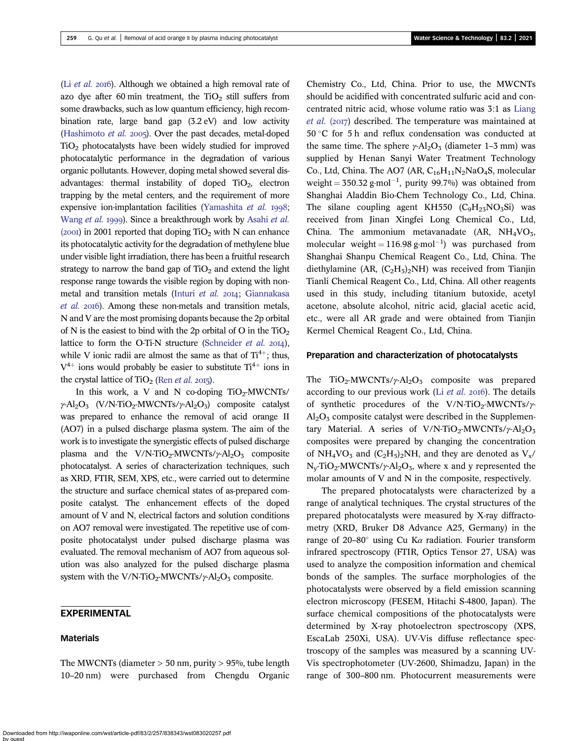(Li *et al.* 2016). Although we obtained a high removal rate of azo dye after 60 min treatment, the $TiO_2$ still suffers from some drawbacks, such as low quantum efficiency, high recombination rate, large band gap (3.2 eV) and low activity (Hashimoto *et al.* 2005). Over the past decades, metal-doped $TiO_2$ photocatalysts have been widely studied for improved photocatalytic performance in the degradation of various organic pollutants. However, doping metal showed several disadvantages: thermal instability of doped $TiO_2$, electron trapping by the metal centers, and the requirement of more expensive ion-implantation facilities (Yamashita *et al.* 1998; Wang *et al.* 1999). Since a breakthrough work by Asahi *et al.* (2001) in 2001 reported that doping $TiO_2$ with N can enhance its photocatalytic activity for the degradation of methylene blue under visible light irradiation, there has been a fruitful research strategy to narrow the band gap of $TiO_2$ and extend the light response range towards the visible region by doping with non-metal and transition metals (Inturi *et al.* 2014; Giannakasa *et al.* 2016). Among these non-metals and transition metals, N and V are the most promising dopants because the 2p orbital of N is the easiest to bind with the 2p orbital of O in the $TiO_2$ lattice to form the O-Ti-N structure (Schneider *et al.* 2014), while V ionic radii are almost the same as that of $Ti^{4+}$; thus, $V^{4+}$ ions would probably be easier to substitute $Ti^{4+}$ ions in the crystal lattice of $TiO_2$ (Ren *et al.* 2015).

In this work, a V and N co-doping $TiO_2$-MWCNTs/$\gamma$-$Al_2O_3$ (V/N-$TiO_2$-MWCNTs/$\gamma$-$Al_2O_3$) composite catalyst was prepared to enhance the removal of acid orange II (AO7) in a pulsed discharge plasma system. The aim of the work is to investigate the synergistic effects of pulsed discharge plasma and the V/N-$TiO_2$-MWCNTs/$\gamma$-$Al_2O_3$ composite photocatalyst. A series of characterization techniques, such as XRD, FTIR, SEM, XPS, etc., were carried out to determine the structure and surface chemical states of as-prepared composite catalyst. The enhancement effects of the doped amount of V and N, electrical factors and solution conditions on AO7 removal were investigated. The repetitive use of composite photocatalyst under pulsed discharge plasma was evaluated. The removal mechanism of AO7 from aqueous solution was also analyzed for the pulsed discharge plasma system with the V/N-$TiO_2$-MWCNTs/$\gamma$-$Al_2O_3$ composite.

## EXPERIMENTAL

### Materials

The MWCNTs (diameter > 50 nm, purity > 95%, tube length 10–20 nm) were purchased from Chengdu Organic Chemistry Co., Ltd, China. Prior to use, the MWCNTs should be acidified with concentrated sulfuric acid and concentrated nitric acid, whose volume ratio was 3:1 as Liang *et al.* (2017) described. The temperature was maintained at 50 °C for 5 h and reflux condensation was conducted at the same time. The sphere $\gamma$-$Al_2O_3$ (diameter 1–3 mm) was supplied by Henan Sanyi Water Treatment Technology Co., Ltd, China. The AO7 (AR, $C_{16}H_{11}N_2NaO_4S$, molecular weight = 350.32 g·mol$^{-1}$, purity 99.7%) was obtained from Shanghai Aladdin Bio-Chem Technology Co., Ltd, China. The silane coupling agent KH550 ($C_9H_{23}NO_3Si$) was received from Jinan Xingfei Long Chemical Co., Ltd, China. The ammonium metavanadate (AR, $NH_4VO_3$, molecular weight = 116.98 g·mol$^{-1}$) was purchased from Shanghai Shanpu Chemical Reagent Co., Ltd, China. The diethylamine (AR, $(C_2H_5)_2NH$) was received from Tianjin Tianli Chemical Reagent Co., Ltd, China. All other reagents used in this study, including titanium butoxide, acetyl acetone, absolute alcohol, nitric acid, glacial acetic acid, etc., were all AR grade and were obtained from Tianjin Kermel Chemical Reagent Co., Ltd, China.

### Preparation and characterization of photocatalysts

The $TiO_2$-MWCNTs/$\gamma$-$Al_2O_3$ composite was prepared according to our previous work (Li *et al.* 2016). The details of synthetic procedures of the V/N-$TiO_2$-MWCNTs/$\gamma$-$Al_2O_3$ composite catalyst were described in the Supplementary Material. A series of V/N-$TiO_2$-MWCNTs/$\gamma$-$Al_2O_3$ composites were prepared by changing the concentration of $NH_4VO_3$ and $(C_2H_5)_2NH$, and they are denoted as $V_x$/$N_y$-$TiO_2$-MWCNTs/$\gamma$-$Al_2O_3$, where x and y represented the molar amounts of V and N in the composite, respectively.

The prepared photocatalysts were characterized by a range of analytical techniques. The crystal structures of the prepared photocatalysts were measured by X-ray diffractometry (XRD, Bruker D8 Advance A25, Germany) in the range of 20–80° using Cu K$\alpha$ radiation. Fourier transform infrared spectroscopy (FTIR, Optics Tensor 27, USA) was used to analyze the composition information and chemical bonds of the samples. The surface morphologies of the photocatalysts were observed by a field emission scanning electron microscopy (FESEM, Hitachi S-4800, Japan). The surface chemical compositions of the photocatalysts were determined by X-ray photoelectron spectroscopy (XPS, EscaLab 250Xi, USA). UV-Vis diffuse reflectance spectroscopy of the samples was measured by a scanning UV-Vis spectrophotometer (UV-2600, Shimadzu, Japan) in the range of 300–800 nm. Photocurrent measurements were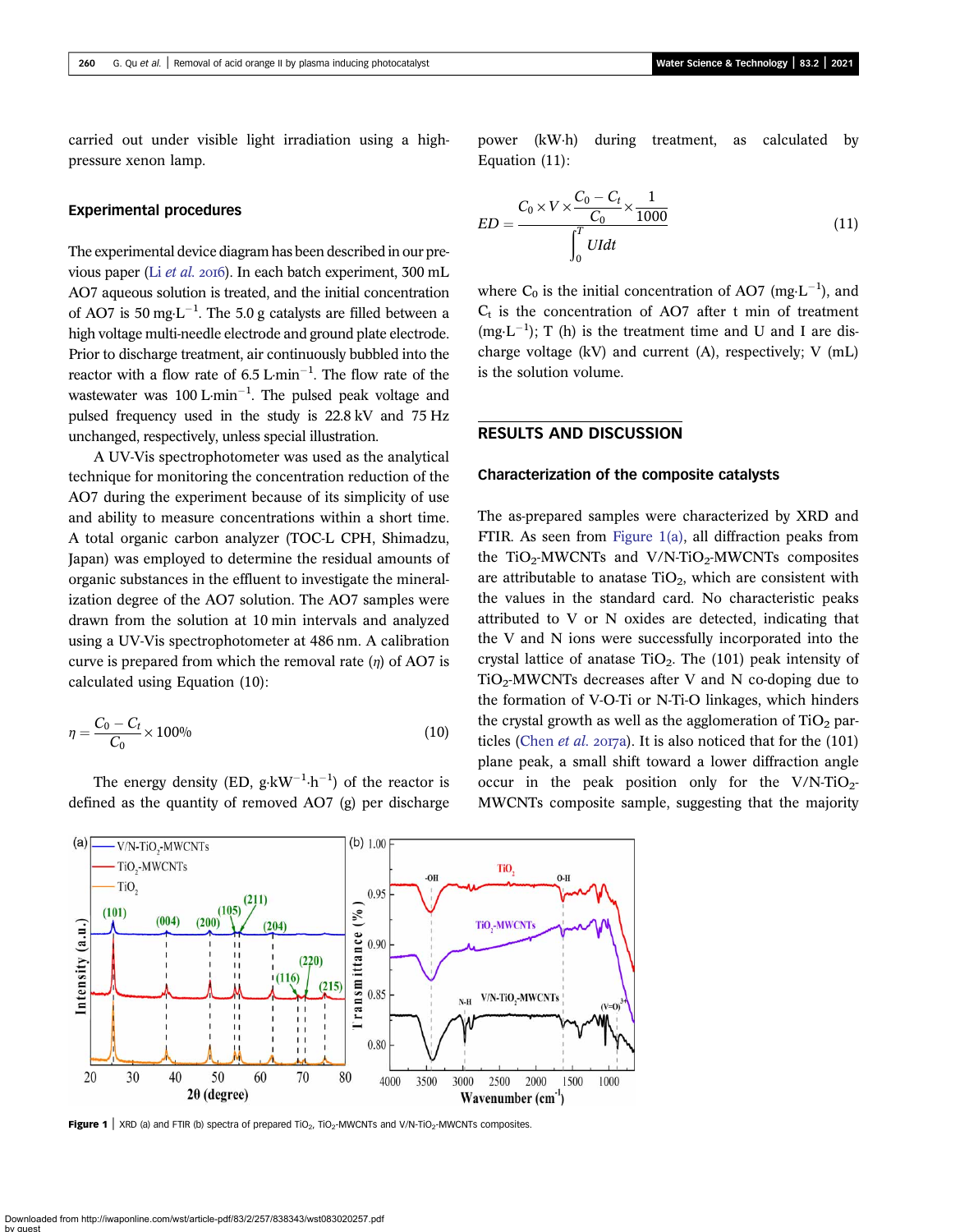carried out under visible light irradiation using a high-pressure xenon lamp.

### Experimental procedures

The experimental device diagram has been described in our previous paper (Li *et al.* 2016). In each batch experiment, 300 mL AO7 aqueous solution is treated, and the initial concentration of AO7 is 50 mg·L$^{-1}$. The 5.0 g catalysts are filled between a high voltage multi-needle electrode and ground plate electrode. Prior to discharge treatment, air continuously bubbled into the reactor with a flow rate of 6.5 L·min$^{-1}$. The flow rate of the wastewater was 100 L·min$^{-1}$. The pulsed peak voltage and pulsed frequency used in the study is 22.8 kV and 75 Hz unchanged, respectively, unless special illustration.

A UV-Vis spectrophotometer was used as the analytical technique for monitoring the concentration reduction of the AO7 during the experiment because of its simplicity of use and ability to measure concentrations within a short time. A total organic carbon analyzer (TOC-L CPH, Shimadzu, Japan) was employed to determine the residual amounts of organic substances in the effluent to investigate the mineralization degree of the AO7 solution. The AO7 samples were drawn from the solution at 10 min intervals and analyzed using a UV-Vis spectrophotometer at 486 nm. A calibration curve is prepared from which the removal rate ($\eta$) of AO7 is calculated using Equation (10):

$$\eta = \frac{C_0 - C_t}{C_0} \times 100\% \tag{10}$$

The energy density (ED, g·kW$^{-1}$·h$^{-1}$) of the reactor is defined as the quantity of removed AO7 (g) per discharge power (kW·h) during treatment, as calculated by Equation (11):

$$ED = \frac{C_0 \times V \times \dfrac{C_0 - C_t}{C_0} \times \dfrac{1}{1000}}{\displaystyle\int_0^T UIdt} \tag{11}$$

where $C_0$ is the initial concentration of AO7 (mg·L$^{-1}$), and $C_t$ is the concentration of AO7 after t min of treatment (mg·L$^{-1}$); T (h) is the treatment time and U and I are discharge voltage (kV) and current (A), respectively; V (mL) is the solution volume.

## RESULTS AND DISCUSSION

### Characterization of the composite catalysts

The as-prepared samples were characterized by XRD and FTIR. As seen from Figure 1(a), all diffraction peaks from the $TiO_2$-MWCNTs and V/N-$TiO_2$-MWCNTs composites are attributable to anatase $TiO_2$, which are consistent with the values in the standard card. No characteristic peaks attributed to V or N oxides are detected, indicating that the V and N ions were successfully incorporated into the crystal lattice of anatase $TiO_2$. The (101) peak intensity of $TiO_2$-MWCNTs decreases after V and N co-doping due to the formation of V-O-Ti or N-Ti-O linkages, which hinders the crystal growth as well as the agglomeration of $TiO_2$ particles (Chen *et al.* 2017a). It is also noticed that for the (101) plane peak, a small shift toward a lower diffraction angle occur in the peak position only for the V/N-$TiO_2$-MWCNTs composite sample, suggesting that the majority

Figure 1 | XRD (a) and FTIR (b) spectra of prepared $TiO_2$, $TiO_2$-MWCNTs and V/N-$TiO_2$-MWCNTs composites.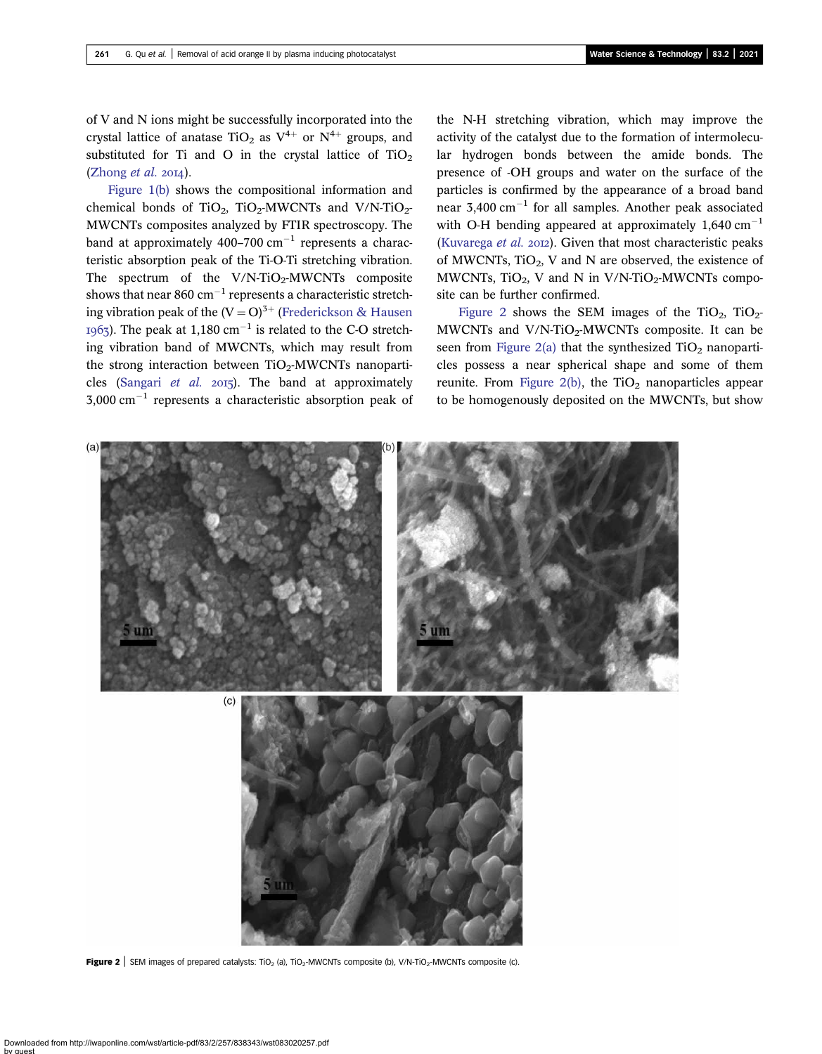of V and N ions might be successfully incorporated into the crystal lattice of anatase $TiO_2$ as $V^{4+}$ or $N^{4+}$ groups, and substituted for Ti and O in the crystal lattice of $TiO_2$ (Zhong *et al.* 2014).

Figure 1(b) shows the compositional information and chemical bonds of $TiO_2$, $TiO_2$-MWCNTs and V/N-$TiO_2$-MWCNTs composites analyzed by FTIR spectroscopy. The band at approximately 400–700 $cm^{-1}$ represents a characteristic absorption peak of the Ti-O-Ti stretching vibration. The spectrum of the V/N-$TiO_2$-MWCNTs composite shows that near 860 $cm^{-1}$ represents a characteristic stretching vibration peak of the $(V=O)^{3+}$ (Frederickson & Hausen 1963). The peak at 1,180 $cm^{-1}$ is related to the C-O stretching vibration band of MWCNTs, which may result from the strong interaction between $TiO_2$-MWCNTs nanoparticles (Sangari *et al.* 2015). The band at approximately 3,000 $cm^{-1}$ represents a characteristic absorption peak of the N-H stretching vibration, which may improve the activity of the catalyst due to the formation of intermolecular hydrogen bonds between the amide bonds. The presence of -OH groups and water on the surface of the particles is confirmed by the appearance of a broad band near 3,400 $cm^{-1}$ for all samples. Another peak associated with O-H bending appeared at approximately 1,640 $cm^{-1}$ (Kuvarega *et al.* 2012). Given that most characteristic peaks of MWCNTs, $TiO_2$, V and N are observed, the existence of MWCNTs, $TiO_2$, V and N in V/N-$TiO_2$-MWCNTs composite can be further confirmed.

Figure 2 shows the SEM images of the $TiO_2$, $TiO_2$-MWCNTs and V/N-$TiO_2$-MWCNTs composite. It can be seen from Figure 2(a) that the synthesized $TiO_2$ nanoparticles possess a near spherical shape and some of them reunite. From Figure 2(b), the $TiO_2$ nanoparticles appear to be homogenously deposited on the MWCNTs, but show

**Figure 2** | SEM images of prepared catalysts: $TiO_2$ (a), $TiO_2$-MWCNTs composite (b), V/N-$TiO_2$-MWCNTs composite (c).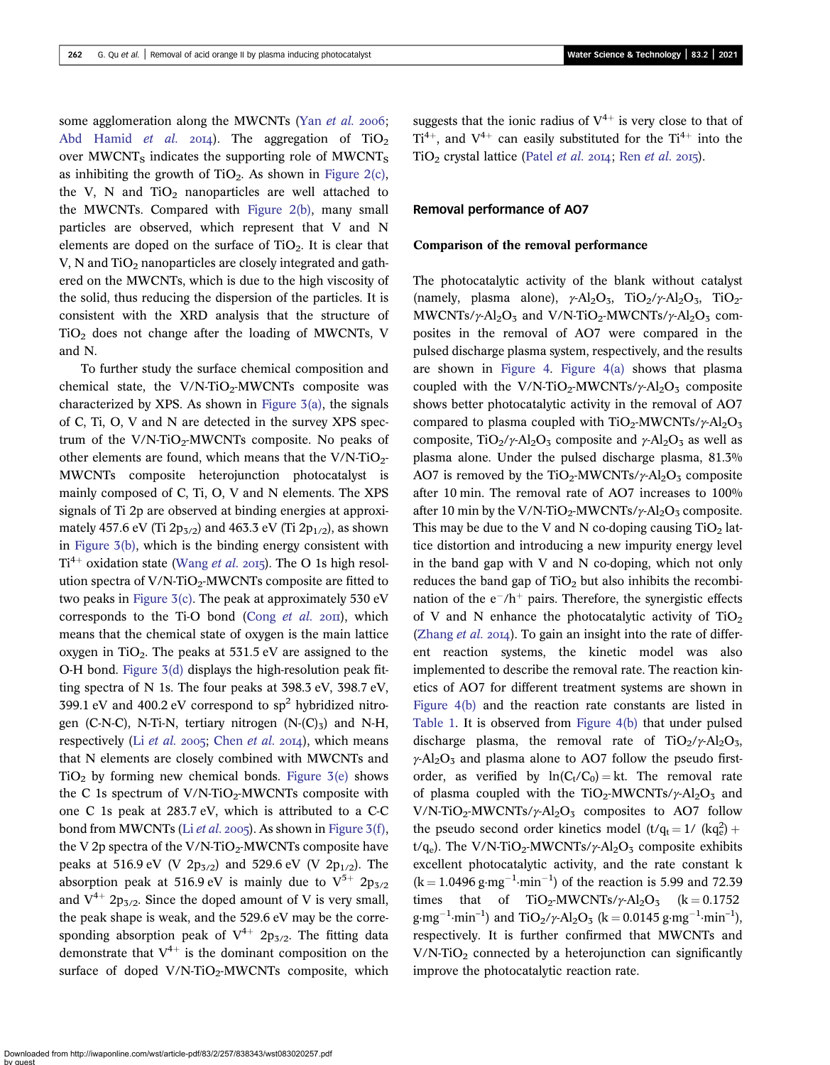some agglomeration along the MWCNTs (Yan *et al.* 2006; Abd Hamid *et al.* 2014). The aggregation of $TiO_2$ over $MWCNT_S$ indicates the supporting role of $MWCNT_S$ as inhibiting the growth of $TiO_2$. As shown in Figure 2(c), the V, N and $TiO_2$ nanoparticles are well attached to the MWCNTs. Compared with Figure 2(b), many small particles are observed, which represent that V and N elements are doped on the surface of $TiO_2$. It is clear that V, N and $TiO_2$ nanoparticles are closely integrated and gathered on the MWCNTs, which is due to the high viscosity of the solid, thus reducing the dispersion of the particles. It is consistent with the XRD analysis that the structure of $TiO_2$ does not change after the loading of MWCNTs, V and N.

To further study the surface chemical composition and chemical state, the V/N-$TiO_2$-MWCNTs composite was characterized by XPS. As shown in Figure 3(a), the signals of C, Ti, O, V and N are detected in the survey XPS spectrum of the V/N-$TiO_2$-MWCNTs composite. No peaks of other elements are found, which means that the V/N-$TiO_2$-MWCNTs composite heterojunction photocatalyst is mainly composed of C, Ti, O, V and N elements. The XPS signals of Ti 2p are observed at binding energies at approximately 457.6 eV (Ti $2p_{3/2}$) and 463.3 eV (Ti $2p_{1/2}$), as shown in Figure 3(b), which is the binding energy consistent with $Ti^{4+}$ oxidation state (Wang *et al.* 2015). The O 1s high resolution spectra of V/N-$TiO_2$-MWCNTs composite are fitted to two peaks in Figure 3(c). The peak at approximately 530 eV corresponds to the Ti-O bond (Cong *et al.* 2011), which means that the chemical state of oxygen is the main lattice oxygen in $TiO_2$. The peaks at 531.5 eV are assigned to the O-H bond. Figure 3(d) displays the high-resolution peak fitting spectra of N 1s. The four peaks at 398.3 eV, 398.7 eV, 399.1 eV and 400.2 eV correspond to $sp^2$ hybridized nitrogen (C-N-C), N-Ti-N, tertiary nitrogen ($N\text{-}(C)_3$) and N-H, respectively (Li *et al.* 2005; Chen *et al.* 2014), which means that N elements are closely combined with MWCNTs and $TiO_2$ by forming new chemical bonds. Figure 3(e) shows the C 1s spectrum of V/N-$TiO_2$-MWCNTs composite with one C 1s peak at 283.7 eV, which is attributed to a C-C bond from MWCNTs (Li *et al.* 2005). As shown in Figure 3(f), the V 2p spectra of the V/N-$TiO_2$-MWCNTs composite have peaks at 516.9 eV (V $2p_{3/2}$) and 529.6 eV (V $2p_{1/2}$). The absorption peak at 516.9 eV is mainly due to $V^{5+}$ $2p_{3/2}$ and $V^{4+}$ $2p_{3/2}$. Since the doped amount of V is very small, the peak shape is weak, and the 529.6 eV may be the corresponding absorption peak of $V^{4+}$ $2p_{3/2}$. The fitting data demonstrate that $V^{4+}$ is the dominant composition on the surface of doped V/N-$TiO_2$-MWCNTs composite, which suggests that the ionic radius of $V^{4+}$ is very close to that of $Ti^{4+}$, and $V^{4+}$ can easily substituted for the $Ti^{4+}$ into the $TiO_2$ crystal lattice (Patel *et al.* 2014; Ren *et al.* 2015).

## Removal performance of AO7

### Comparison of the removal performance

The photocatalytic activity of the blank without catalyst (namely, plasma alone), $\gamma$-$Al_2O_3$, $TiO_2$/$\gamma$-$Al_2O_3$, $TiO_2$-MWCNTs/$\gamma$-$Al_2O_3$ and V/N-$TiO_2$-MWCNTs/$\gamma$-$Al_2O_3$ composites in the removal of AO7 were compared in the pulsed discharge plasma system, respectively, and the results are shown in Figure 4. Figure 4(a) shows that plasma coupled with the V/N-$TiO_2$-MWCNTs/$\gamma$-$Al_2O_3$ composite shows better photocatalytic activity in the removal of AO7 compared to plasma coupled with $TiO_2$-MWCNTs/$\gamma$-$Al_2O_3$ composite, $TiO_2$/$\gamma$-$Al_2O_3$ composite and $\gamma$-$Al_2O_3$ as well as plasma alone. Under the pulsed discharge plasma, 81.3% AO7 is removed by the $TiO_2$-MWCNTs/$\gamma$-$Al_2O_3$ composite after 10 min. The removal rate of AO7 increases to 100% after 10 min by the V/N-$TiO_2$-MWCNTs/$\gamma$-$Al_2O_3$ composite. This may be due to the V and N co-doping causing $TiO_2$ lattice distortion and introducing a new impurity energy level in the band gap with V and N co-doping, which not only reduces the band gap of $TiO_2$ but also inhibits the recombination of the $e^-/h^+$ pairs. Therefore, the synergistic effects of V and N enhance the photocatalytic activity of $TiO_2$ (Zhang *et al.* 2014). To gain an insight into the rate of different reaction systems, the kinetic model was also implemented to describe the removal rate. The reaction kinetics of AO7 for different treatment systems are shown in Figure 4(b) and the reaction rate constants are listed in Table 1. It is observed from Figure 4(b) that under pulsed discharge plasma, the removal rate of $TiO_2$/$\gamma$-$Al_2O_3$, $\gamma$-$Al_2O_3$ and plasma alone to AO7 follow the pseudo first-order, as verified by $\ln(C_t/C_0) = kt$. The removal rate of plasma coupled with the $TiO_2$-MWCNTs/$\gamma$-$Al_2O_3$ and V/N-$TiO_2$-MWCNTs/$\gamma$-$Al_2O_3$ composites to AO7 follow the pseudo second order kinetics model ($t/q_t = 1/(kq_e^2) + t/q_e$). The V/N-$TiO_2$-MWCNTs/$\gamma$-$Al_2O_3$ composite exhibits excellent photocatalytic activity, and the rate constant k ($k = 1.0496\ g{\cdot}mg^{-1}{\cdot}min^{-1}$) of the reaction is 5.99 and 72.39 times that of $TiO_2$-MWCNTs/$\gamma$-$Al_2O_3$ ($k = 0.1752\ g{\cdot}mg^{-1}{\cdot}min^{-1}$) and $TiO_2$/$\gamma$-$Al_2O_3$ ($k = 0.0145\ g{\cdot}mg^{-1}{\cdot}min^{-1}$), respectively. It is further confirmed that MWCNTs and V/N-$TiO_2$ connected by a heterojunction can significantly improve the photocatalytic reaction rate.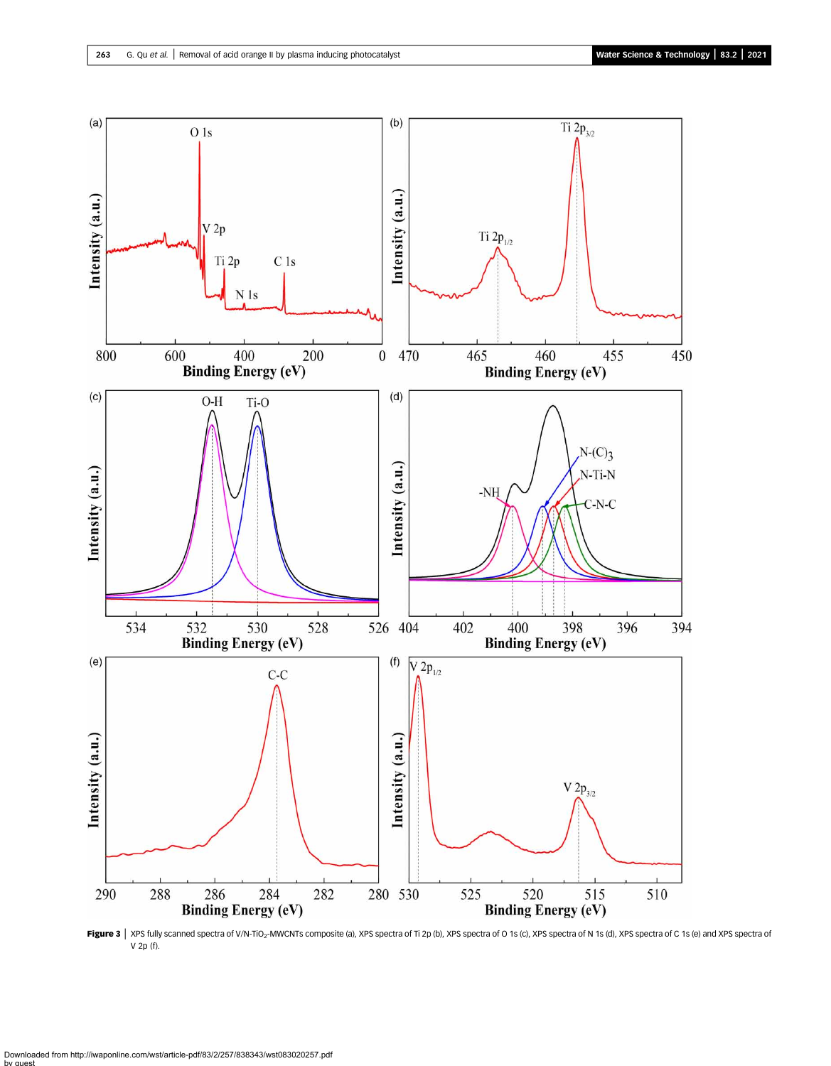**Figure 3** | XPS fully scanned spectra of V/N-$TiO_2$-MWCNTs composite (a), XPS spectra of Ti 2p (b), XPS spectra of O 1s (c), XPS spectra of N 1s (d), XPS spectra of C 1s (e) and XPS spectra of V 2p (f).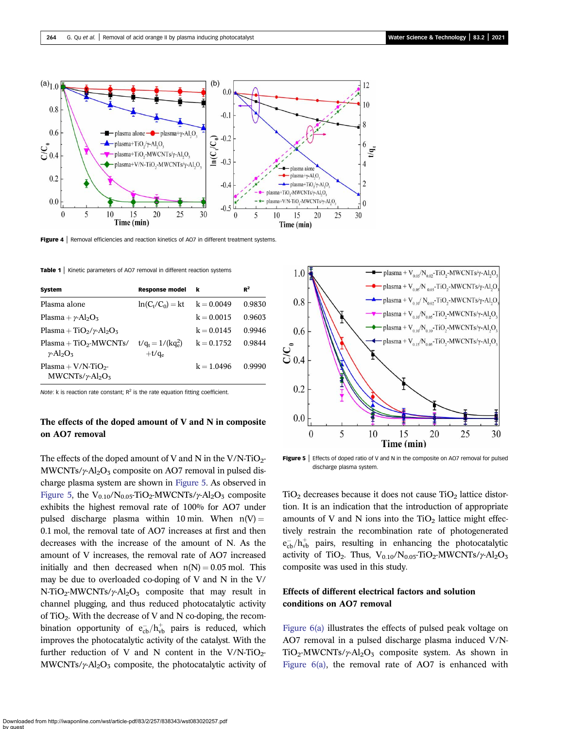Figure 4 | Removal efficiencies and reaction kinetics of AO7 in different treatment systems.

Table 1 | Kinetic parameters of AO7 removal in different reaction systems

| System | Response model | k | $R^2$ |
|---|---|---|---|
| Plasma alone | $\ln(C_t/C_0) = kt$ | $k = 0.0049$ | 0.9830 |
| Plasma + $\gamma$-$Al_2O_3$ | | $k = 0.0015$ | 0.9603 |
| Plasma + $TiO_2$/$\gamma$-$Al_2O_3$ | | $k = 0.0145$ | 0.9946 |
| Plasma + $TiO_2$-MWCNTs/ $\gamma$-$Al_2O_3$ | $t/q_t = 1/(kq_e^2) + t/q_e$ | $k = 0.1752$ | 0.9844 |
| Plasma + V/N-$TiO_2$-MWCNTs/$\gamma$-$Al_2O_3$ | | $k = 1.0496$ | 0.9990 |

*Note*: k is reaction rate constant; $R^2$ is the rate equation fitting coefficient.

### The effects of the doped amount of V and N in composite on AO7 removal

The effects of the doped amount of V and N in the V/N-$TiO_2$-MWCNTs/$\gamma$-$Al_2O_3$ composite on AO7 removal in pulsed discharge plasma system are shown in Figure 5. As observed in Figure 5, the $V_{0.10}/N_{0.05}$-$TiO_2$-MWCNTs/$\gamma$-$Al_2O_3$ composite exhibits the highest removal rate of 100% for AO7 under pulsed discharge plasma within 10 min. When n(V) = 0.1 mol, the removal tate of AO7 increases at first and then decreases with the increase of the amount of N. As the amount of V increases, the removal rate of AO7 increased initially and then decreased when n(N) = 0.05 mol. This may be due to overloaded co-doping of V and N in the V/N-$TiO_2$-MWCNTs/$\gamma$-$Al_2O_3$ composite that may result in channel plugging, and thus reduced photocatalytic activity of $TiO_2$. With the decrease of V and N co-doping, the recombination opportunity of $e^-_{cb}/h^+_{vb}$ pairs is reduced, which improves the photocatalytic activity of the catalyst. With the further reduction of V and N content in the V/N-$TiO_2$-MWCNTs/$\gamma$-$Al_2O_3$ composite, the photocatalytic activity of $TiO_2$ decreases because it does not cause $TiO_2$ lattice distortion. It is an indication that the introduction of appropriate amounts of V and N ions into the $TiO_2$ lattice might effectively restrain the recombination rate of photogenerated $e^-_{cb}/h^+_{vb}$ pairs, resulting in enhancing the photocatalytic activity of $TiO_2$. Thus, $V_{0.10}/N_{0.05}$-$TiO_2$-MWCNTs/$\gamma$-$Al_2O_3$ composite was used in this study.

Figure 5 | Effects of doped ratio of V and N in the composite on AO7 removal for pulsed discharge plasma system.

### Effects of different electrical factors and solution conditions on AO7 removal

Figure 6(a) illustrates the effects of pulsed peak voltage on AO7 removal in a pulsed discharge plasma induced V/N-$TiO_2$-MWCNTs/$\gamma$-$Al_2O_3$ composite system. As shown in Figure 6(a), the removal rate of AO7 is enhanced with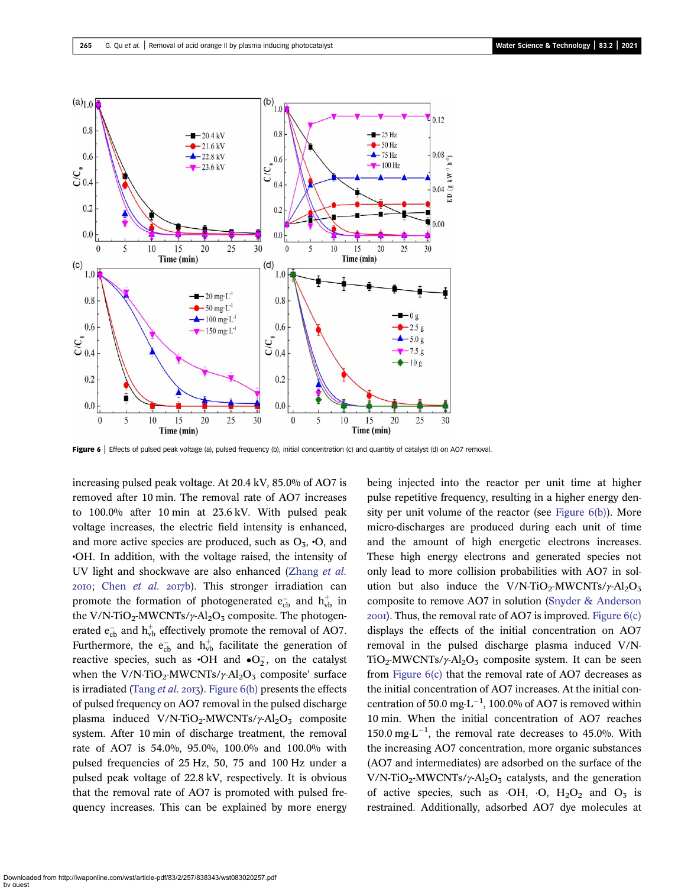**Figure 6** | Effects of pulsed peak voltage (a), pulsed frequency (b), initial concentration (c) and quantity of catalyst (d) on AO7 removal.

increasing pulsed peak voltage. At 20.4 kV, 85.0% of AO7 is removed after 10 min. The removal rate of AO7 increases to 100.0% after 10 min at 23.6 kV. With pulsed peak voltage increases, the electric field intensity is enhanced, and more active species are produced, such as $O_3$, •O, and •OH. In addition, with the voltage raised, the intensity of UV light and shockwave are also enhanced (Zhang *et al.* 2010; Chen *et al.* 2017b). This stronger irradiation can promote the formation of photogenerated $e_{cb}^-$ and $h_{vb}^+$ in the V/N-$TiO_2$-MWCNTs/$\gamma$-$Al_2O_3$ composite. The photogenerated $e_{cb}^-$ and $h_{vb}^+$ effectively promote the removal of AO7. Furthermore, the $e_{cb}^-$ and $h_{vb}^+$ facilitate the generation of reactive species, such as •OH and $\bullet O_2^-$, on the catalyst when the V/N-$TiO_2$-MWCNTs/$\gamma$-$Al_2O_3$ composite' surface is irradiated (Tang *et al.* 2013). Figure 6(b) presents the effects of pulsed frequency on AO7 removal in the pulsed discharge plasma induced V/N-$TiO_2$-MWCNTs/$\gamma$-$Al_2O_3$ composite system. After 10 min of discharge treatment, the removal rate of AO7 is 54.0%, 95.0%, 100.0% and 100.0% with pulsed frequencies of 25 Hz, 50, 75 and 100 Hz under a pulsed peak voltage of 22.8 kV, respectively. It is obvious that the removal rate of AO7 is promoted with pulsed frequency increases. This can be explained by more energy being injected into the reactor per unit time at higher pulse repetitive frequency, resulting in a higher energy density per unit volume of the reactor (see Figure 6(b)). More micro-discharges are produced during each unit of time and the amount of high energetic electrons increases. These high energy electrons and generated species not only lead to more collision probabilities with AO7 in solution but also induce the V/N-$TiO_2$-MWCNTs/$\gamma$-$Al_2O_3$ composite to remove AO7 in solution (Snyder & Anderson 2001). Thus, the removal rate of AO7 is improved. Figure 6(c) displays the effects of the initial concentration on AO7 removal in the pulsed discharge plasma induced V/N-$TiO_2$-MWCNTs/$\gamma$-$Al_2O_3$ composite system. It can be seen from Figure 6(c) that the removal rate of AO7 decreases as the initial concentration of AO7 increases. At the initial concentration of 50.0 $mg \cdot L^{-1}$, 100.0% of AO7 is removed within 10 min. When the initial concentration of AO7 reaches 150.0 $mg \cdot L^{-1}$, the removal rate decreases to 45.0%. With the increasing AO7 concentration, more organic substances (AO7 and intermediates) are adsorbed on the surface of the V/N-$TiO_2$-MWCNTs/$\gamma$-$Al_2O_3$ catalysts, and the generation of active species, such as ·OH, ·O, $H_2O_2$ and $O_3$ is restrained. Additionally, adsorbed AO7 dye molecules at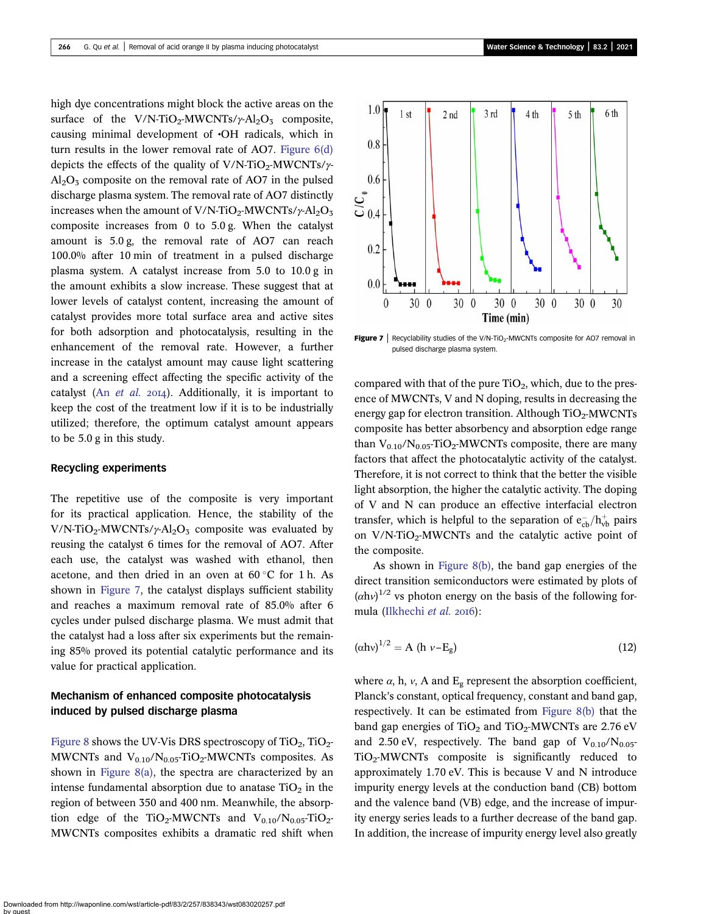high dye concentrations might block the active areas on the surface of the V/N-$TiO_2$-MWCNTs/$\gamma$-$Al_2O_3$ composite, causing minimal development of •OH radicals, which in turn results in the lower removal rate of AO7. Figure 6(d) depicts the effects of the quality of V/N-$TiO_2$-MWCNTs/$\gamma$-$Al_2O_3$ composite on the removal rate of AO7 in the pulsed discharge plasma system. The removal rate of AO7 distinctly increases when the amount of V/N-$TiO_2$-MWCNTs/$\gamma$-$Al_2O_3$ composite increases from 0 to 5.0 g. When the catalyst amount is 5.0 g, the removal rate of AO7 can reach 100.0% after 10 min of treatment in a pulsed discharge plasma system. A catalyst increase from 5.0 to 10.0 g in the amount exhibits a slow increase. These suggest that at lower levels of catalyst content, increasing the amount of catalyst provides more total surface area and active sites for both adsorption and photocatalysis, resulting in the enhancement of the removal rate. However, a further increase in the catalyst amount may cause light scattering and a screening effect affecting the specific activity of the catalyst (An *et al.* 2014). Additionally, it is important to keep the cost of the treatment low if it is to be industrially utilized; therefore, the optimum catalyst amount appears to be 5.0 g in this study.

### Recycling experiments

The repetitive use of the composite is very important for its practical application. Hence, the stability of the V/N-$TiO_2$-MWCNTs/$\gamma$-$Al_2O_3$ composite was evaluated by reusing the catalyst 6 times for the removal of AO7. After each use, the catalyst was washed with ethanol, then acetone, and then dried in an oven at 60 °C for 1 h. As shown in Figure 7, the catalyst displays sufficient stability and reaches a maximum removal rate of 85.0% after 6 cycles under pulsed discharge plasma. We must admit that the catalyst had a loss after six experiments but the remaining 85% proved its potential catalytic performance and its value for practical application.

### Mechanism of enhanced composite photocatalysis induced by pulsed discharge plasma

Figure 8 shows the UV-Vis DRS spectroscopy of $TiO_2$, $TiO_2$-MWCNTs and $V_{0.10}/N_{0.05}$-$TiO_2$-MWCNTs composites. As shown in Figure 8(a), the spectra are characterized by an intense fundamental absorption due to anatase $TiO_2$ in the region of between 350 and 400 nm. Meanwhile, the absorption edge of the $TiO_2$-MWCNTs and $V_{0.10}/N_{0.05}$-$TiO_2$-MWCNTs composites exhibits a dramatic red shift when compared with that of the pure $TiO_2$, which, due to the presence of MWCNTs, V and N doping, results in decreasing the energy gap for electron transition. Although $TiO_2$-MWCNTs composite has better absorbency and absorption edge range than $V_{0.10}/N_{0.05}$-$TiO_2$-MWCNTs composite, there are many factors that affect the photocatalytic activity of the catalyst. Therefore, it is not correct to think that the better the visible light absorption, the higher the catalytic activity. The doping of V and N can produce an effective interfacial electron transfer, which is helpful to the separation of $e^-_{cb}/h^+_{vb}$ pairs on V/N-$TiO_2$-MWCNTs and the catalytic active point of the composite.

Figure 7 | Recyclability studies of the V/N-$TiO_2$-MWCNTs composite for AO7 removal in pulsed discharge plasma system.

As shown in Figure 8(b), the band gap energies of the direct transition semiconductors were estimated by plots of $(\alpha h\nu)^{1/2}$ vs photon energy on the basis of the following formula (Ilkhechi *et al.* 2016):

$$(\alpha h\nu)^{1/2} = A\,(h\,\nu - E_g) \tag{12}$$

where $\alpha$, h, $\nu$, A and $E_g$ represent the absorption coefficient, Planck's constant, optical frequency, constant and band gap, respectively. It can be estimated from Figure 8(b) that the band gap energies of $TiO_2$ and $TiO_2$-MWCNTs are 2.76 eV and 2.50 eV, respectively. The band gap of $V_{0.10}/N_{0.05}$-$TiO_2$-MWCNTs composite is significantly reduced to approximately 1.70 eV. This is because V and N introduce impurity energy levels at the conduction band (CB) bottom and the valence band (VB) edge, and the increase of impurity energy series leads to a further decrease of the band gap. In addition, the increase of impurity energy level also greatly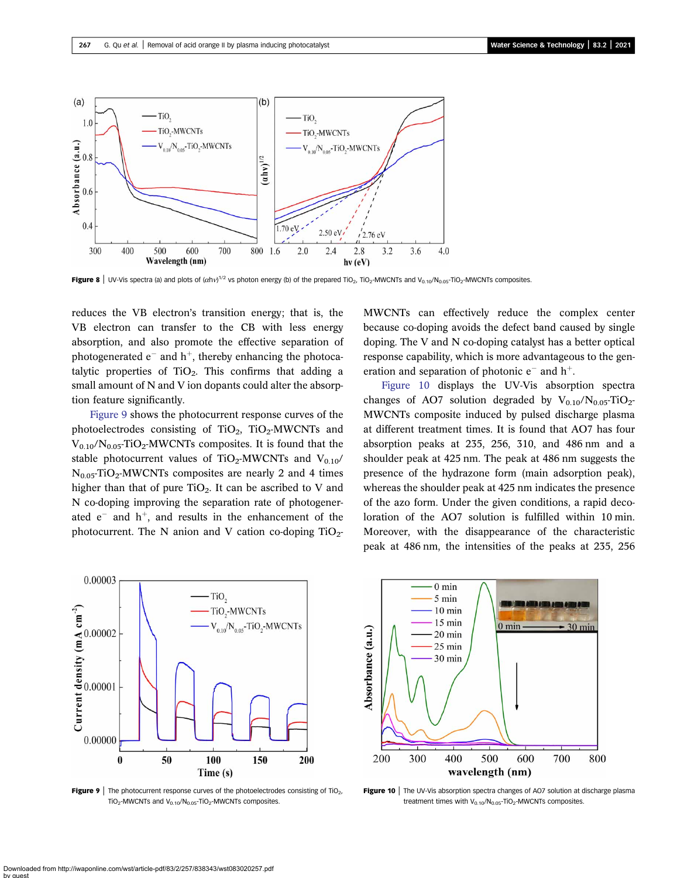Figure 8 | UV-Vis spectra (a) and plots of $(\alpha h\nu)^{1/2}$ vs photon energy (b) of the prepared $TiO_2$, $TiO_2$-MWCNTs and $V_{0.10}/N_{0.05}$-$TiO_2$-MWCNTs composites.

reduces the VB electron's transition energy; that is, the VB electron can transfer to the CB with less energy absorption, and also promote the effective separation of photogenerated $e^-$ and $h^+$, thereby enhancing the photocatalytic properties of $TiO_2$. This confirms that adding a small amount of N and V ion dopants could alter the absorption feature significantly.

Figure 9 shows the photocurrent response curves of the photoelectrodes consisting of $TiO_2$, $TiO_2$-MWCNTs and $V_{0.10}/N_{0.05}$-$TiO_2$-MWCNTs composites. It is found that the stable photocurrent values of $TiO_2$-MWCNTs and $V_{0.10}/N_{0.05}$-$TiO_2$-MWCNTs composites are nearly 2 and 4 times higher than that of pure $TiO_2$. It can be ascribed to V and N co-doping improving the separation rate of photogenerated $e^-$ and $h^+$, and results in the enhancement of the photocurrent. The N anion and V cation co-doping $TiO_2$-MWCNTs can effectively reduce the complex center because co-doping avoids the defect band caused by single doping. The V and N co-doping catalyst has a better optical response capability, which is more advantageous to the generation and separation of photonic $e^-$ and $h^+$.

Figure 10 displays the UV-Vis absorption spectra changes of AO7 solution degraded by $V_{0.10}/N_{0.05}$-$TiO_2$-MWCNTs composite induced by pulsed discharge plasma at different treatment times. It is found that AO7 has four absorption peaks at 235, 256, 310, and 486 nm and a shoulder peak at 425 nm. The peak at 486 nm suggests the presence of the hydrazone form (main adsorption peak), whereas the shoulder peak at 425 nm indicates the presence of the azo form. Under the given conditions, a rapid decoloration of the AO7 solution is fulfilled within 10 min. Moreover, with the disappearance of the characteristic peak at 486 nm, the intensities of the peaks at 235, 256

Figure 9 | The photocurrent response curves of the photoelectrodes consisting of $TiO_2$, $TiO_2$-MWCNTs and $V_{0.10}/N_{0.05}$-$TiO_2$-MWCNTs composites.

Figure 10 | The UV-Vis absorption spectra changes of AO7 solution at discharge plasma treatment times with $V_{0.10}/N_{0.05}$-$TiO_2$-MWCNTs composites.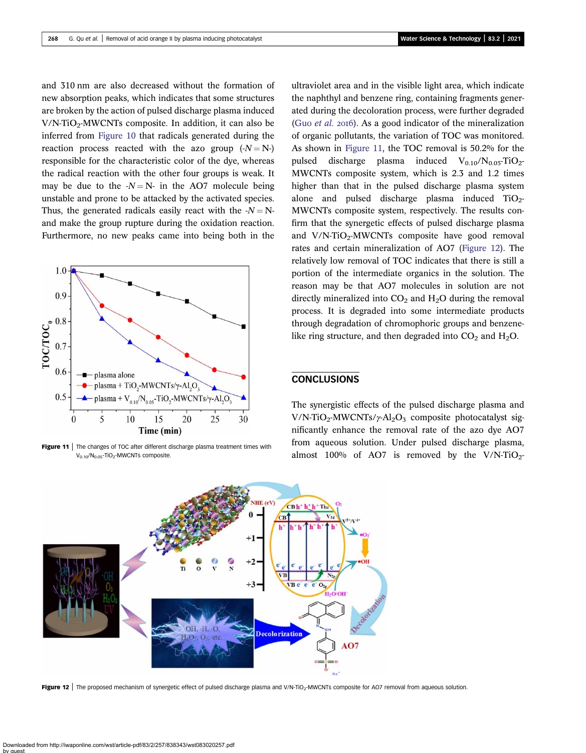and 310 nm are also decreased without the formation of new absorption peaks, which indicates that some structures are broken by the action of pulsed discharge plasma induced V/N-$TiO_2$-MWCNTs composite. In addition, it can also be inferred from Figure 10 that radicals generated during the reaction process reacted with the azo group (-$N=N$-) responsible for the characteristic color of the dye, whereas the radical reaction with the other four groups is weak. It may be due to the -$N=N$- in the AO7 molecule being unstable and prone to be attacked by the activated species. Thus, the generated radicals easily react with the -$N=N$- and make the group rupture during the oxidation reaction. Furthermore, no new peaks came into being both in the ultraviolet area and in the visible light area, which indicate the naphthyl and benzene ring, containing fragments generated during the decoloration process, were further degraded (Guo *et al.* 2016). As a good indicator of the mineralization of organic pollutants, the variation of TOC was monitored. As shown in Figure 11, the TOC removal is 50.2% for the pulsed discharge plasma induced $V_{0.10}/N_{0.05}$-$TiO_2$-MWCNTs composite system, which is 2.3 and 1.2 times higher than that in the pulsed discharge plasma system alone and pulsed discharge plasma induced $TiO_2$-MWCNTs composite system, respectively. The results confirm that the synergetic effects of pulsed discharge plasma and V/N-$TiO_2$-MWCNTs composite have good removal rates and certain mineralization of AO7 (Figure 12). The relatively low removal of TOC indicates that there is still a portion of the intermediate organics in the solution. The reason may be that AO7 molecules in solution are not directly mineralized into $CO_2$ and $H_2O$ during the removal process. It is degraded into some intermediate products through degradation of chromophoric groups and benzene-like ring structure, and then degraded into $CO_2$ and $H_2O$.

Figure 11 | The changes of TOC after different discharge plasma treatment times with $V_{0.10}/N_{0.05}$-$TiO_2$-MWCNTs composite.

## CONCLUSIONS

The synergistic effects of the pulsed discharge plasma and V/N-$TiO_2$-MWCNTs/γ-$Al_2O_3$ composite photocatalyst significantly enhance the removal rate of the azo dye AO7 from aqueous solution. Under pulsed discharge plasma, almost 100% of AO7 is removed by the V/N-$TiO_2$-

Figure 12 | The proposed mechanism of synergetic effect of pulsed discharge plasma and V/N-$TiO_2$-MWCNTs composite for AO7 removal from aqueous solution.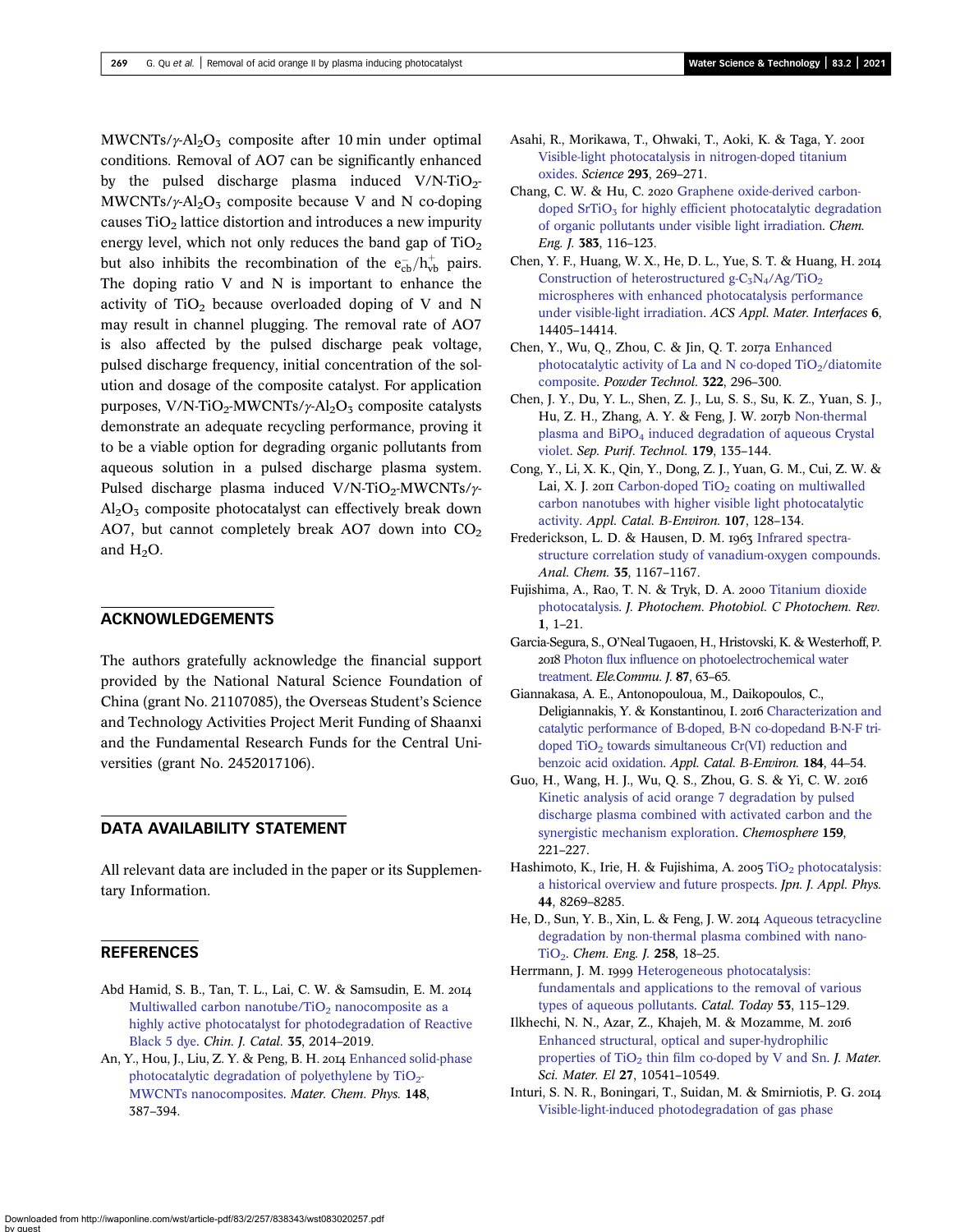$MWCNTs/\gamma\text{-}Al_2O_3$ composite after 10 min under optimal conditions. Removal of AO7 can be significantly enhanced by the pulsed discharge plasma induced $V/N\text{-}TiO_2\text{-}MWCNTs/\gamma\text{-}Al_2O_3$ composite because V and N co-doping causes $TiO_2$ lattice distortion and introduces a new impurity energy level, which not only reduces the band gap of $TiO_2$ but also inhibits the recombination of the $e^-_{cb}/h^+_{vb}$ pairs. The doping ratio V and N is important to enhance the activity of $TiO_2$ because overloaded doping of V and N may result in channel plugging. The removal rate of AO7 is also affected by the pulsed discharge peak voltage, pulsed discharge frequency, initial concentration of the solution and dosage of the composite catalyst. For application purposes, $V/N\text{-}TiO_2\text{-}MWCNTs/\gamma\text{-}Al_2O_3$ composite catalysts demonstrate an adequate recycling performance, proving it to be a viable option for degrading organic pollutants from aqueous solution in a pulsed discharge plasma system. Pulsed discharge plasma induced $V/N\text{-}TiO_2\text{-}MWCNTs/\gamma\text{-}Al_2O_3$ composite photocatalyst can effectively break down AO7, but cannot completely break AO7 down into $CO_2$ and $H_2O$.

## ACKNOWLEDGEMENTS

The authors gratefully acknowledge the financial support provided by the National Natural Science Foundation of China (grant No. 21107085), the Overseas Student's Science and Technology Activities Project Merit Funding of Shaanxi and the Fundamental Research Funds for the Central Universities (grant No. 2452017106).

## DATA AVAILABILITY STATEMENT

All relevant data are included in the paper or its Supplementary Information.

## REFERENCES

Abd Hamid, S. B., Tan, T. L., Lai, C. W. & Samsudin, E. M. 2014 Multiwalled carbon nanotube/$TiO_2$ nanocomposite as a highly active photocatalyst for photodegradation of Reactive Black 5 dye. *Chin. J. Catal.* **35**, 2014–2019.

An, Y., Hou, J., Liu, Z. Y. & Peng, B. H. 2014 Enhanced solid-phase photocatalytic degradation of polyethylene by $TiO_2$-MWCNTs nanocomposites. *Mater. Chem. Phys.* **148**, 387–394.

Asahi, R., Morikawa, T., Ohwaki, T., Aoki, K. & Taga, Y. 2001 Visible-light photocatalysis in nitrogen-doped titanium oxides. *Science* **293**, 269–271.

Chang, C. W. & Hu, C. 2020 Graphene oxide-derived carbon-doped $SrTiO_3$ for highly efficient photocatalytic degradation of organic pollutants under visible light irradiation. *Chem. Eng. J.* **383**, 116–123.

Chen, Y. F., Huang, W. X., He, D. L., Yue, S. T. & Huang, H. 2014 Construction of heterostructured $g\text{-}C_3N_4/Ag/TiO_2$ microspheres with enhanced photocatalysis performance under visible-light irradiation. *ACS Appl. Mater. Interfaces* **6**, 14405–14414.

Chen, Y., Wu, Q., Zhou, C. & Jin, Q. T. 2017a Enhanced photocatalytic activity of La and N co-doped $TiO_2$/diatomite composite. *Powder Technol.* **322**, 296–300.

Chen, J. Y., Du, Y. L., Shen, Z. J., Lu, S. S., Su, K. Z., Yuan, S. J., Hu, Z. H., Zhang, A. Y. & Feng, J. W. 2017b Non-thermal plasma and $BiPO_4$ induced degradation of aqueous Crystal violet. *Sep. Purif. Technol.* **179**, 135–144.

Cong, Y., Li, X. K., Qin, Y., Dong, Z. J., Yuan, G. M., Cui, Z. W. & Lai, X. J. 2011 Carbon-doped $TiO_2$ coating on multiwalled carbon nanotubes with higher visible light photocatalytic activity. *Appl. Catal. B-Environ.* **107**, 128–134.

Frederickson, L. D. & Hausen, D. M. 1963 Infrared spectra-structure correlation study of vanadium-oxygen compounds. *Anal. Chem.* **35**, 1167–1167.

Fujishima, A., Rao, T. N. & Tryk, D. A. 2000 Titanium dioxide photocatalysis. *J. Photochem. Photobiol. C Photochem. Rev.* **1**, 1–21.

Garcia-Segura, S., O'Neal Tugaoen, H., Hristovski, K. & Westerhoff, P. 2018 Photon flux influence on photoelectrochemical water treatment. *Ele.Commu. J.* **87**, 63–65.

Giannakasa, A. E., Antonopouloua, M., Daikopoulos, C., Deligiannakis, Y. & Konstantinou, I. 2016 Characterization and catalytic performance of B-doped, B-N co-dopedand B-N-F tri-doped $TiO_2$ towards simultaneous Cr(VI) reduction and benzoic acid oxidation. *Appl. Catal. B-Environ.* **184**, 44–54.

Guo, H., Wang, H. J., Wu, Q. S., Zhou, G. S. & Yi, C. W. 2016 Kinetic analysis of acid orange 7 degradation by pulsed discharge plasma combined with activated carbon and the synergistic mechanism exploration. *Chemosphere* **159**, 221–227.

Hashimoto, K., Irie, H. & Fujishima, A. 2005 $TiO_2$ photocatalysis: a historical overview and future prospects. *Jpn. J. Appl. Phys.* **44**, 8269–8285.

He, D., Sun, Y. B., Xin, L. & Feng, J. W. 2014 Aqueous tetracycline degradation by non-thermal plasma combined with nano-$TiO_2$. *Chem. Eng. J.* **258**, 18–25.

Herrmann, J. M. 1999 Heterogeneous photocatalysis: fundamentals and applications to the removal of various types of aqueous pollutants. *Catal. Today* **53**, 115–129.

Ilkhechi, N. N., Azar, Z., Khajeh, M. & Mozamme, M. 2016 Enhanced structural, optical and super-hydrophilic properties of $TiO_2$ thin film co-doped by V and Sn. *J. Mater. Sci. Mater. El* **27**, 10541–10549.

Inturi, S. N. R., Boningari, T., Suidan, M. & Smirniotis, P. G. 2014 Visible-light-induced photodegradation of gas phase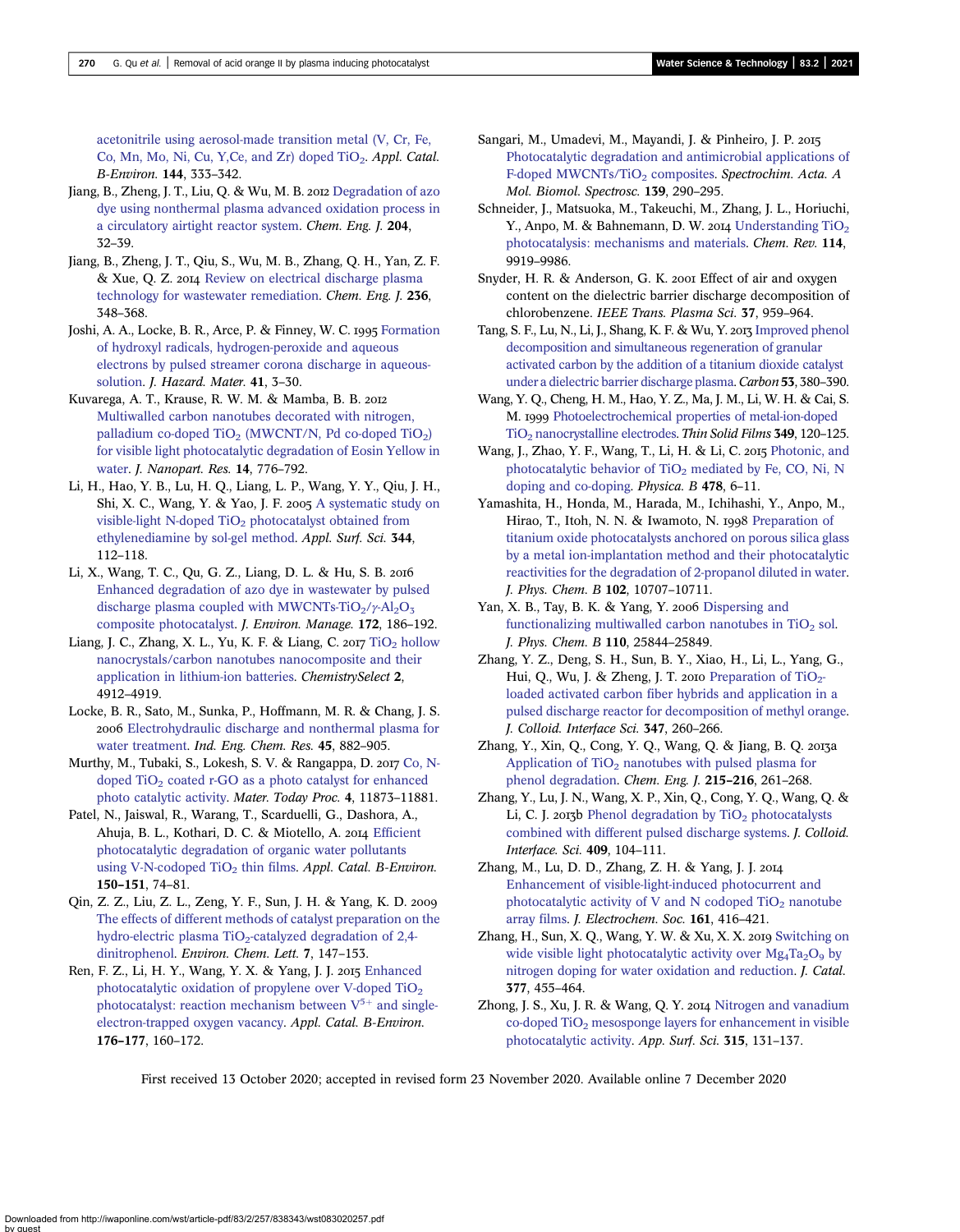acetonitrile using aerosol-made transition metal (V, Cr, Fe, Co, Mn, Mo, Ni, Cu, Y,Ce, and Zr) doped $TiO_2$. *Appl. Catal. B-Environ.* **144**, 333–342.

Jiang, B., Zheng, J. T., Liu, Q. & Wu, M. B. 2012 Degradation of azo dye using nonthermal plasma advanced oxidation process in a circulatory airtight reactor system. *Chem. Eng. J.* **204**, 32–39.

Jiang, B., Zheng, J. T., Qiu, S., Wu, M. B., Zhang, Q. H., Yan, Z. F. & Xue, Q. Z. 2014 Review on electrical discharge plasma technology for wastewater remediation. *Chem. Eng. J.* **236**, 348–368.

Joshi, A. A., Locke, B. R., Arce, P. & Finney, W. C. 1995 Formation of hydroxyl radicals, hydrogen-peroxide and aqueous electrons by pulsed streamer corona discharge in aqueous-solution. *J. Hazard. Mater.* **41**, 3–30.

Kuvarega, A. T., Krause, R. W. M. & Mamba, B. B. 2012 Multiwalled carbon nanotubes decorated with nitrogen, palladium co-doped $TiO_2$ (MWCNT/N, Pd co-doped $TiO_2$) for visible light photocatalytic degradation of Eosin Yellow in water. *J. Nanopart. Res.* **14**, 776–792.

Li, H., Hao, Y. B., Lu, H. Q., Liang, L. P., Wang, Y. Y., Qiu, J. H., Shi, X. C., Wang, Y. & Yao, J. F. 2005 A systematic study on visible-light N-doped $TiO_2$ photocatalyst obtained from ethylenediamine by sol-gel method. *Appl. Surf. Sci.* **344**, 112–118.

Li, X., Wang, T. C., Qu, G. Z., Liang, D. L. & Hu, S. B. 2016 Enhanced degradation of azo dye in wastewater by pulsed discharge plasma coupled with MWCNTs-$TiO_2$/$\gamma$-$Al_2O_3$ composite photocatalyst. *J. Environ. Manage.* **172**, 186–192.

Liang, J. C., Zhang, X. L., Yu, K. F. & Liang, C. 2017 $TiO_2$ hollow nanocrystals/carbon nanotubes nanocomposite and their application in lithium-ion batteries. *ChemistrySelect* **2**, 4912–4919.

Locke, B. R., Sato, M., Sunka, P., Hoffmann, M. R. & Chang, J. S. 2006 Electrohydraulic discharge and nonthermal plasma for water treatment. *Ind. Eng. Chem. Res.* **45**, 882–905.

Murthy, M., Tubaki, S., Lokesh, S. V. & Rangappa, D. 2017 Co, N-doped $TiO_2$ coated r-GO as a photo catalyst for enhanced photo catalytic activity. *Mater. Today Proc.* **4**, 11873–11881.

Patel, N., Jaiswal, R., Warang, T., Scarduelli, G., Dashora, A., Ahuja, B. L., Kothari, D. C. & Miotello, A. 2014 Efficient photocatalytic degradation of organic water pollutants using V-N-codoped $TiO_2$ thin films. *Appl. Catal. B-Environ.* **150–151**, 74–81.

Qin, Z. Z., Liu, Z. L., Zeng, Y. F., Sun, J. H. & Yang, K. D. 2009 The effects of different methods of catalyst preparation on the hydro-electric plasma $TiO_2$-catalyzed degradation of 2,4-dinitrophenol. *Environ. Chem. Lett.* **7**, 147–153.

Ren, F. Z., Li, H. Y., Wang, Y. X. & Yang, J. J. 2015 Enhanced photocatalytic oxidation of propylene over V-doped $TiO_2$ photocatalyst: reaction mechanism between $V^{5+}$ and single-electron-trapped oxygen vacancy. *Appl. Catal. B-Environ.* **176–177**, 160–172.

Sangari, M., Umadevi, M., Mayandi, J. & Pinheiro, J. P. 2015 Photocatalytic degradation and antimicrobial applications of F-doped MWCNTs/$TiO_2$ composites. *Spectrochim. Acta. A Mol. Biomol. Spectrosc.* **139**, 290–295.

Schneider, J., Matsuoka, M., Takeuchi, M., Zhang, J. L., Horiuchi, Y., Anpo, M. & Bahnemann, D. W. 2014 Understanding $TiO_2$ photocatalysis: mechanisms and materials. *Chem. Rev.* **114**, 9919–9986.

Snyder, H. R. & Anderson, G. K. 2001 Effect of air and oxygen content on the dielectric barrier discharge decomposition of chlorobenzene. *IEEE Trans. Plasma Sci.* **37**, 959–964.

Tang, S. F., Lu, N., Li, J., Shang, K. F. & Wu, Y. 2013 Improved phenol decomposition and simultaneous regeneration of granular activated carbon by the addition of a titanium dioxide catalyst under a dielectric barrier discharge plasma. *Carbon* **53**, 380–390.

Wang, Y. Q., Cheng, H. M., Hao, Y. Z., Ma, J. M., Li, W. H. & Cai, S. M. 1999 Photoelectrochemical properties of metal-ion-doped $TiO_2$ nanocrystalline electrodes. *Thin Solid Films* **349**, 120–125.

Wang, J., Zhao, Y. F., Wang, T., Li, H. & Li, C. 2015 Photonic, and photocatalytic behavior of $TiO_2$ mediated by Fe, CO, Ni, N doping and co-doping. *Physica. B* **478**, 6–11.

Yamashita, H., Honda, M., Harada, M., Ichihashi, Y., Anpo, M., Hirao, T., Itoh, N. N. & Iwamoto, N. 1998 Preparation of titanium oxide photocatalysts anchored on porous silica glass by a metal ion-implantation method and their photocatalytic reactivities for the degradation of 2-propanol diluted in water. *J. Phys. Chem. B* **102**, 10707–10711.

Yan, X. B., Tay, B. K. & Yang, Y. 2006 Dispersing and functionalizing multiwalled carbon nanotubes in $TiO_2$ sol. *J. Phys. Chem. B* **110**, 25844–25849.

Zhang, Y. Z., Deng, S. H., Sun, B. Y., Xiao, H., Li, L., Yang, G., Hui, Q., Wu, J. & Zheng, J. T. 2010 Preparation of $TiO_2$-loaded activated carbon fiber hybrids and application in a pulsed discharge reactor for decomposition of methyl orange. *J. Colloid. Interface Sci.* **347**, 260–266.

Zhang, Y., Xin, Q., Cong, Y. Q., Wang, Q. & Jiang, B. Q. 2013a Application of $TiO_2$ nanotubes with pulsed plasma for phenol degradation. *Chem. Eng. J.* **215–216**, 261–268.

Zhang, Y., Lu, J. N., Wang, X. P., Xin, Q., Cong, Y. Q., Wang, Q. & Li, C. J. 2013b Phenol degradation by $TiO_2$ photocatalysts combined with different pulsed discharge systems. *J. Colloid. Interface. Sci.* **409**, 104–111.

Zhang, M., Lu, D. D., Zhang, Z. H. & Yang, J. J. 2014 Enhancement of visible-light-induced photocurrent and photocatalytic activity of V and N codoped $TiO_2$ nanotube array films. *J. Electrochem. Soc.* **161**, 416–421.

Zhang, H., Sun, X. Q., Wang, Y. W. & Xu, X. X. 2019 Switching on wide visible light photocatalytic activity over $Mg_4Ta_2O_9$ by nitrogen doping for water oxidation and reduction. *J. Catal.* **377**, 455–464.

Zhong, J. S., Xu, J. R. & Wang, Q. Y. 2014 Nitrogen and vanadium co-doped $TiO_2$ mesosponge layers for enhancement in visible photocatalytic activity. *App. Surf. Sci.* **315**, 131–137.

First received 13 October 2020; accepted in revised form 23 November 2020. Available online 7 December 2020